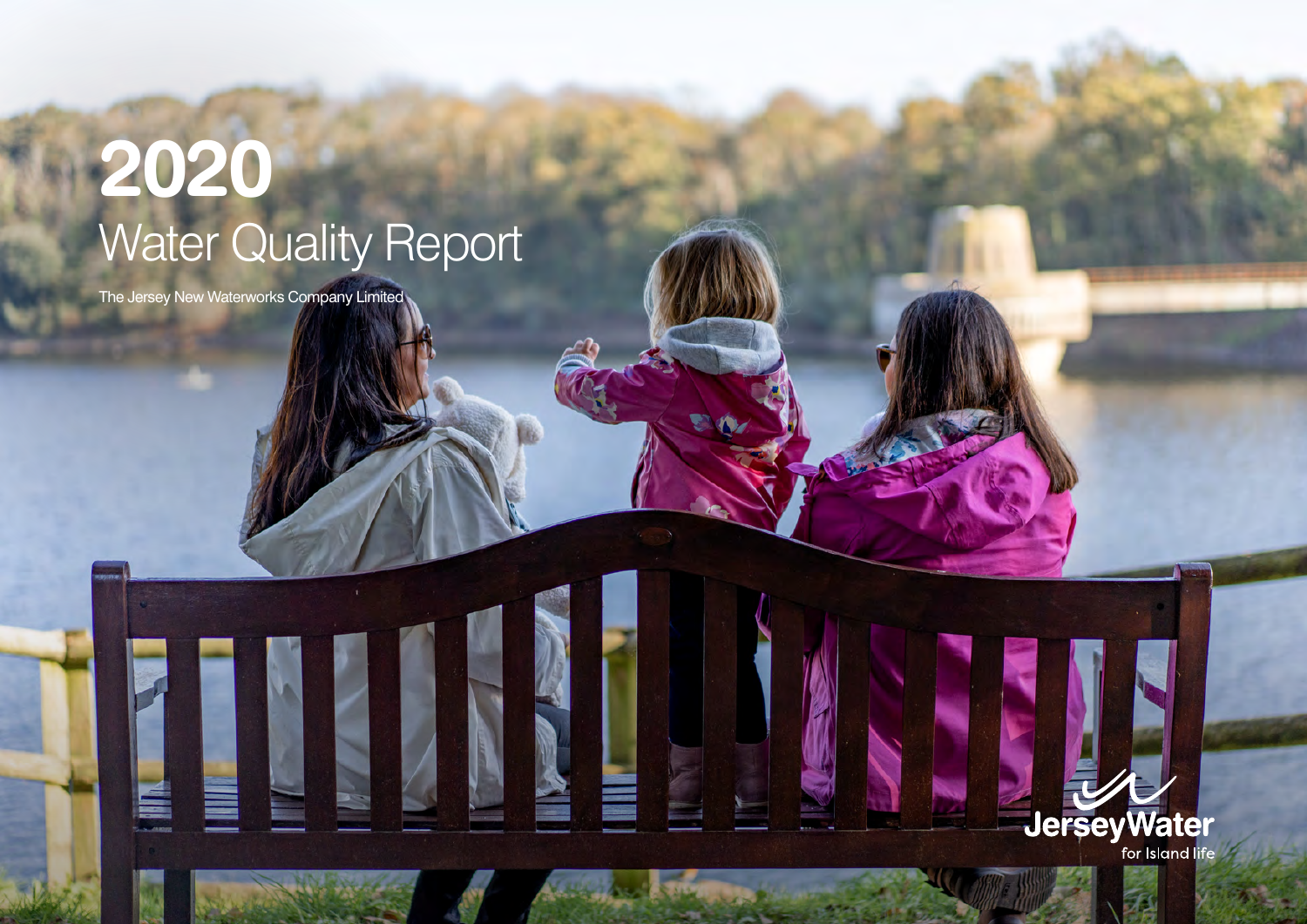# 2020

## Water Quality Report

The Jersey New Waterworks Company Limited

JerseyWater

for Island life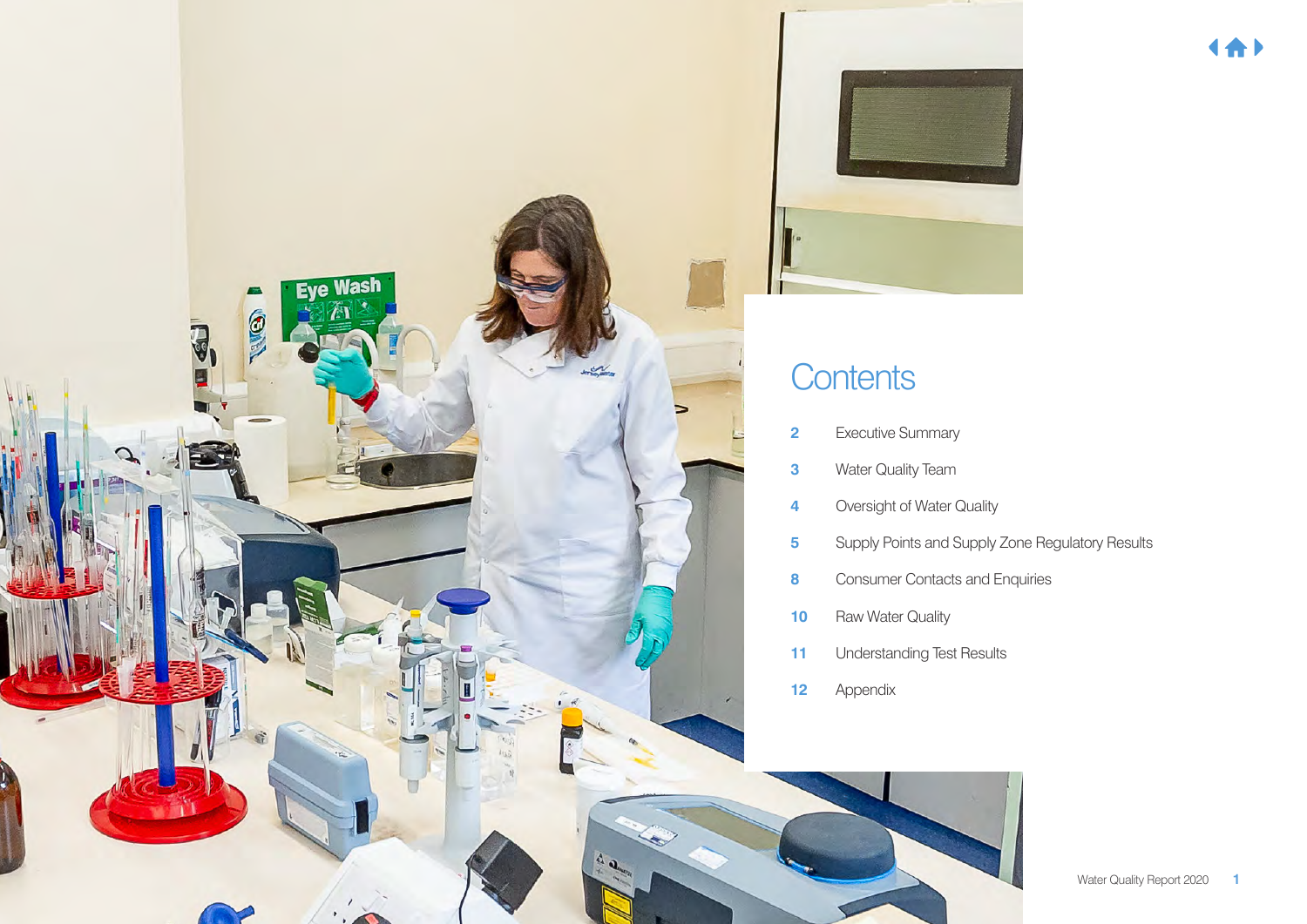# Contents

| | |
|---|---|
| 2 | Executive Summary |
| 3 | Water Quality Team |
| 4 | Oversight of Water Quality |
| 5 | Supply Points and Supply Zone Regulatory Results |
| 8 | Consumer Contacts and Enquiries |
| 10 | Raw Water Quality |
| 11 | Understanding Test Results |
| 12 | Appendix |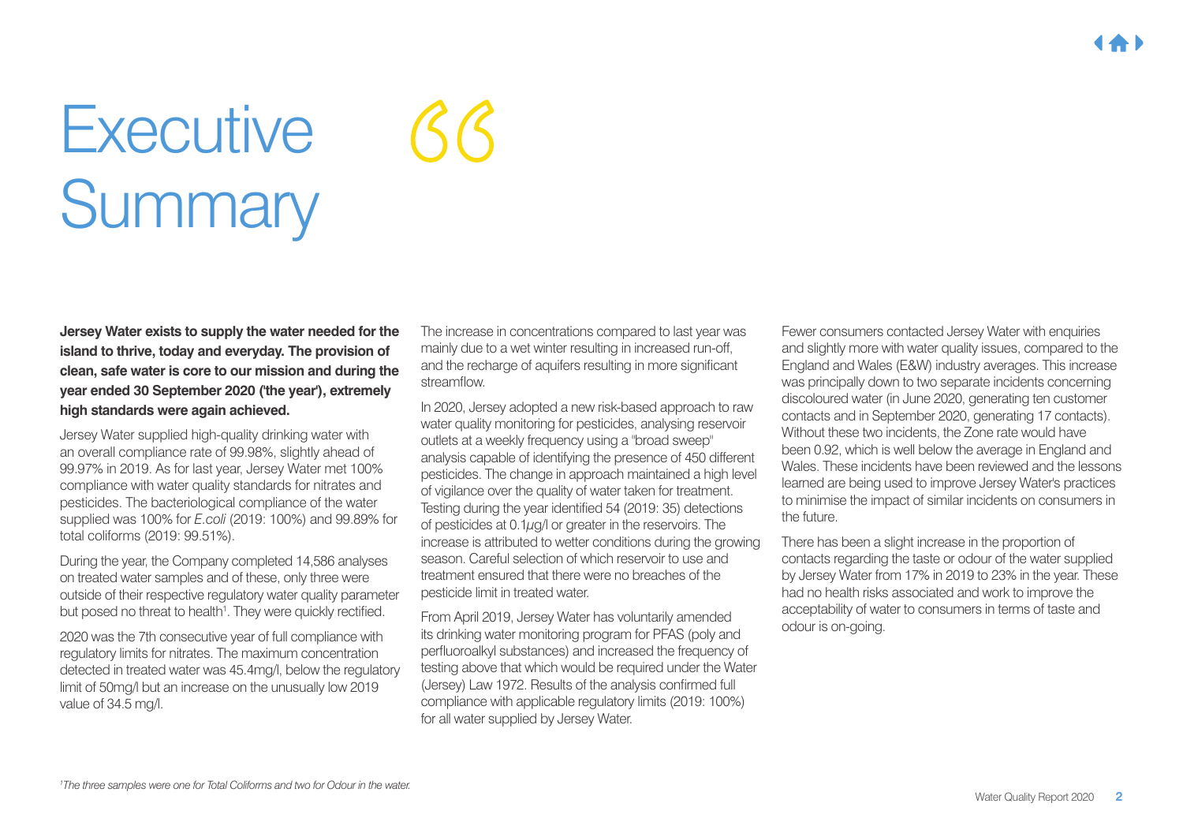# Executive Summary

**Jersey Water exists to supply the water needed for the island to thrive, today and everyday. The provision of clean, safe water is core to our mission and during the year ended 30 September 2020 ('the year'), extremely high standards were again achieved.**

Jersey Water supplied high-quality drinking water with an overall compliance rate of 99.98%, slightly ahead of 99.97% in 2019. As for last year, Jersey Water met 100% compliance with water quality standards for nitrates and pesticides. The bacteriological compliance of the water supplied was 100% for *E.coli* (2019: 100%) and 99.89% for total coliforms (2019: 99.51%).

During the year, the Company completed 14,586 analyses on treated water samples and of these, only three were outside of their respective regulatory water quality parameter but posed no threat to health[1]. They were quickly rectified.

2020 was the 7th consecutive year of full compliance with regulatory limits for nitrates. The maximum concentration detected in treated water was 45.4mg/l, below the regulatory limit of 50mg/l but an increase on the unusually low 2019 value of 34.5 mg/l.

The increase in concentrations compared to last year was mainly due to a wet winter resulting in increased run-off, and the recharge of aquifers resulting in more significant streamflow.

In 2020, Jersey adopted a new risk-based approach to raw water quality monitoring for pesticides, analysing reservoir outlets at a weekly frequency using a "broad sweep" analysis capable of identifying the presence of 450 different pesticides. The change in approach maintained a high level of vigilance over the quality of water taken for treatment. Testing during the year identified 54 (2019: 35) detections of pesticides at 0.1$\mu$g/l or greater in the reservoirs. The increase is attributed to wetter conditions during the growing season. Careful selection of which reservoir to use and treatment ensured that there were no breaches of the pesticide limit in treated water.

From April 2019, Jersey Water has voluntarily amended its drinking water monitoring program for PFAS (poly and perfluoroalkyl substances) and increased the frequency of testing above that which would be required under the Water (Jersey) Law 1972. Results of the analysis confirmed full compliance with applicable regulatory limits (2019: 100%) for all water supplied by Jersey Water.

Fewer consumers contacted Jersey Water with enquiries and slightly more with water quality issues, compared to the England and Wales (E&W) industry averages. This increase was principally down to two separate incidents concerning discoloured water (in June 2020, generating ten customer contacts and in September 2020, generating 17 contacts). Without these two incidents, the Zone rate would have been 0.92, which is well below the average in England and Wales. These incidents have been reviewed and the lessons learned are being used to improve Jersey Water's practices to minimise the impact of similar incidents on consumers in the future.

There has been a slight increase in the proportion of contacts regarding the taste or odour of the water supplied by Jersey Water from 17% in 2019 to 23% in the year. These had no health risks associated and work to improve the acceptability of water to consumers in terms of taste and odour is on-going.

*[1] The three samples were one for Total Coliforms and two for Odour in the water.*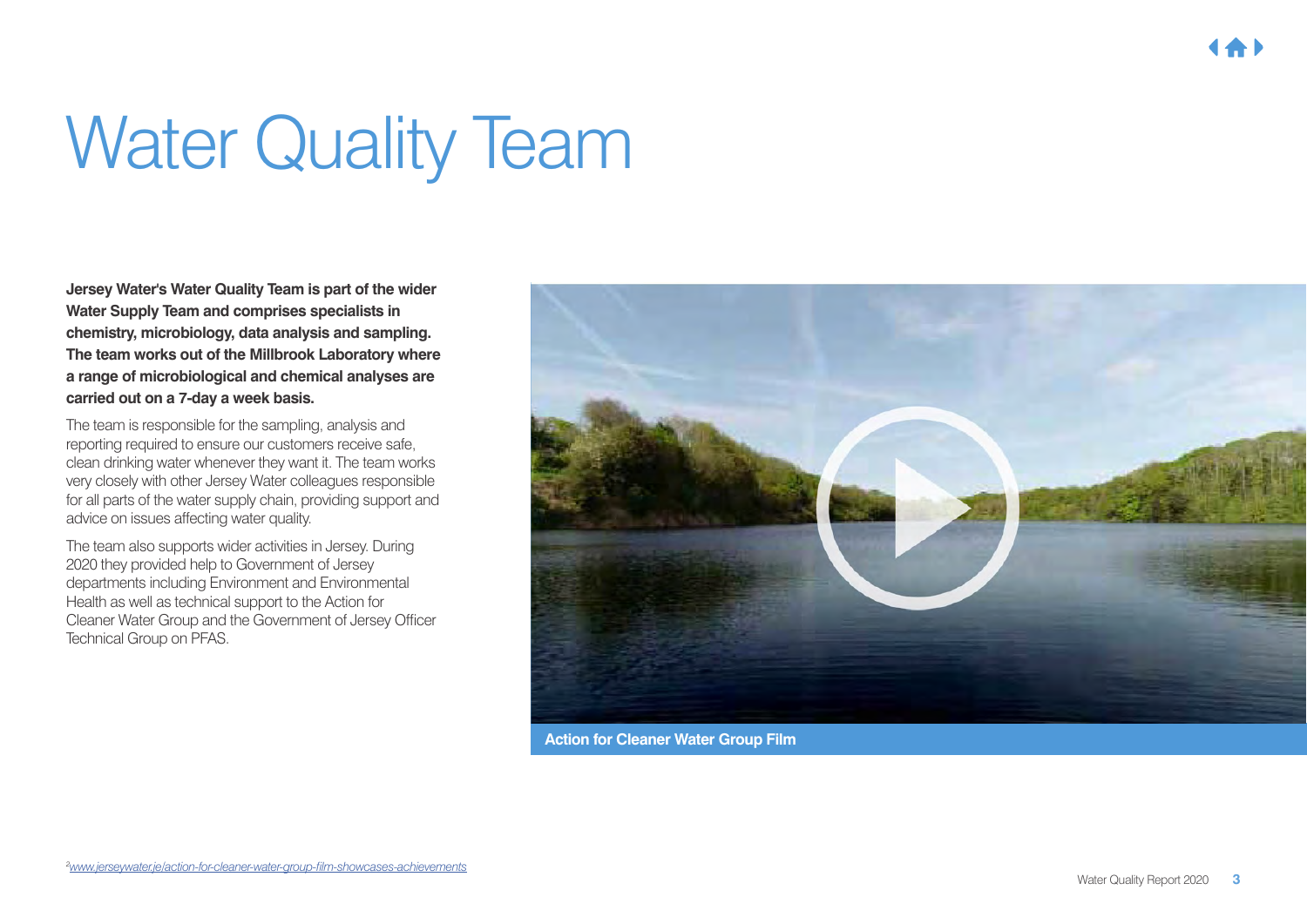# Water Quality Team

**Jersey Water's Water Quality Team is part of the wider Water Supply Team and comprises specialists in chemistry, microbiology, data analysis and sampling. The team works out of the Millbrook Laboratory where a range of microbiological and chemical analyses are carried out on a 7-day a week basis.**

The team is responsible for the sampling, analysis and reporting required to ensure our customers receive safe, clean drinking water whenever they want it. The team works very closely with other Jersey Water colleagues responsible for all parts of the water supply chain, providing support and advice on issues affecting water quality.

The team also supports wider activities in Jersey. During 2020 they provided help to Government of Jersey departments including Environment and Environmental Health as well as technical support to the Action for Cleaner Water Group and the Government of Jersey Officer Technical Group on PFAS.

**Action for Cleaner Water Group Film**

[2] www.jerseywater.je/action-for-cleaner-water-group-film-showcases-achievements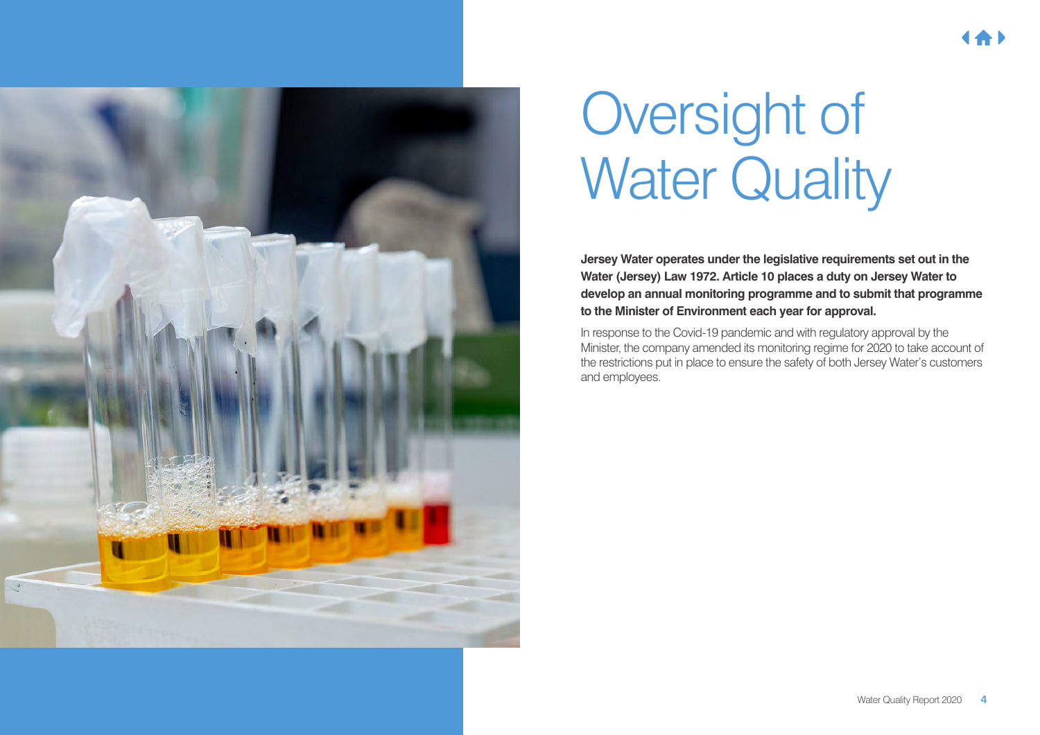# Oversight of Water Quality

**Jersey Water operates under the legislative requirements set out in the Water (Jersey) Law 1972. Article 10 places a duty on Jersey Water to develop an annual monitoring programme and to submit that programme to the Minister of Environment each year for approval.**

In response to the Covid-19 pandemic and with regulatory approval by the Minister, the company amended its monitoring regime for 2020 to take account of the restrictions put in place to ensure the safety of both Jersey Water's customers and employees.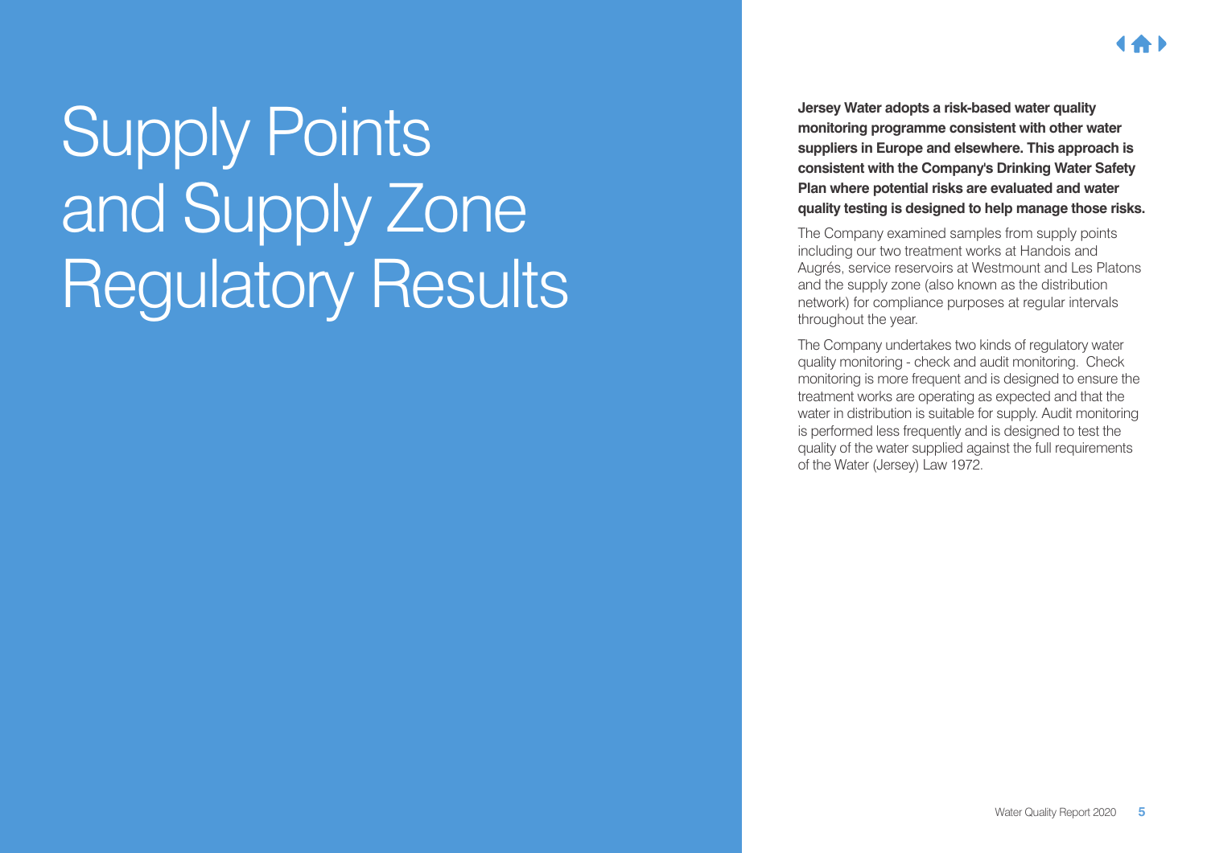# Supply Points and Supply Zone Regulatory Results

**Jersey Water adopts a risk-based water quality monitoring programme consistent with other water suppliers in Europe and elsewhere. This approach is consistent with the Company's Drinking Water Safety Plan where potential risks are evaluated and water quality testing is designed to help manage those risks.**

The Company examined samples from supply points including our two treatment works at Handois and Augrés, service reservoirs at Westmount and Les Platons and the supply zone (also known as the distribution network) for compliance purposes at regular intervals throughout the year.

The Company undertakes two kinds of regulatory water quality monitoring - check and audit monitoring. Check monitoring is more frequent and is designed to ensure the treatment works are operating as expected and that the water in distribution is suitable for supply. Audit monitoring is performed less frequently and is designed to test the quality of the water supplied against the full requirements of the Water (Jersey) Law 1972.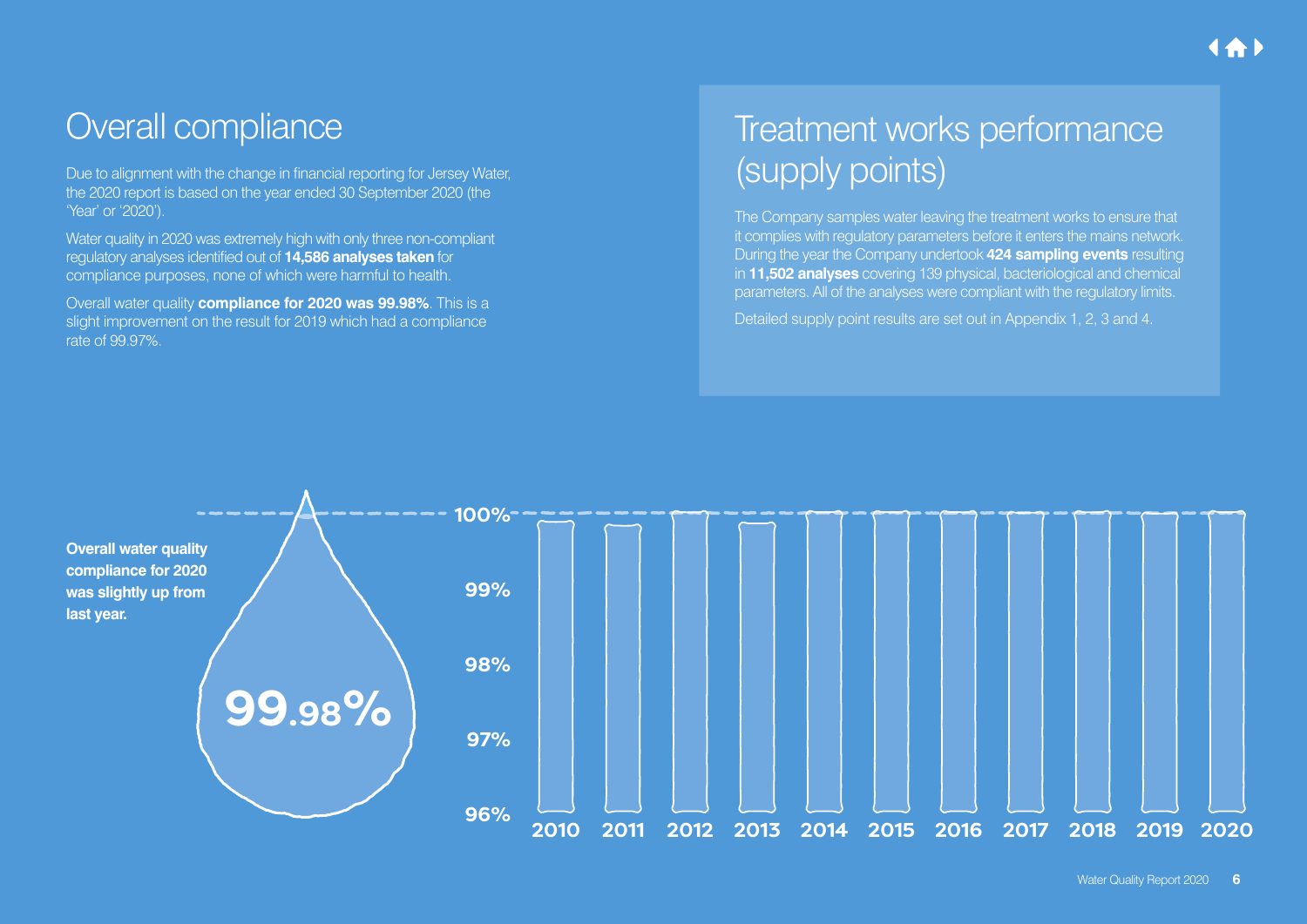# Overall compliance

Due to alignment with the change in financial reporting for Jersey Water, the 2020 report is based on the year ended 30 September 2020 (the 'Year' or '2020').

Water quality in 2020 was extremely high with only three non-compliant regulatory analyses identified out of **14,586 analyses taken** for compliance purposes, none of which were harmful to health.

Overall water quality **compliance for 2020 was 99.98%**. This is a slight improvement on the result for 2019 which had a compliance rate of 99.97%.

# Treatment works performance (supply points)

The Company samples water leaving the treatment works to ensure that it complies with regulatory parameters before it enters the mains network. During the year the Company undertook **424 sampling events** resulting in **11,502 analyses** covering 139 physical, bacteriological and chemical parameters. All of the analyses were compliant with the regulatory limits.

Detailed supply point results are set out in Appendix 1, 2, 3 and 4.

**Overall water quality compliance for 2020 was slightly up from last year.**

**99.98%**

100%
99%
98%
97%
96%

2010 2011 2012 2013 2014 2015 2016 2017 2018 2019 2020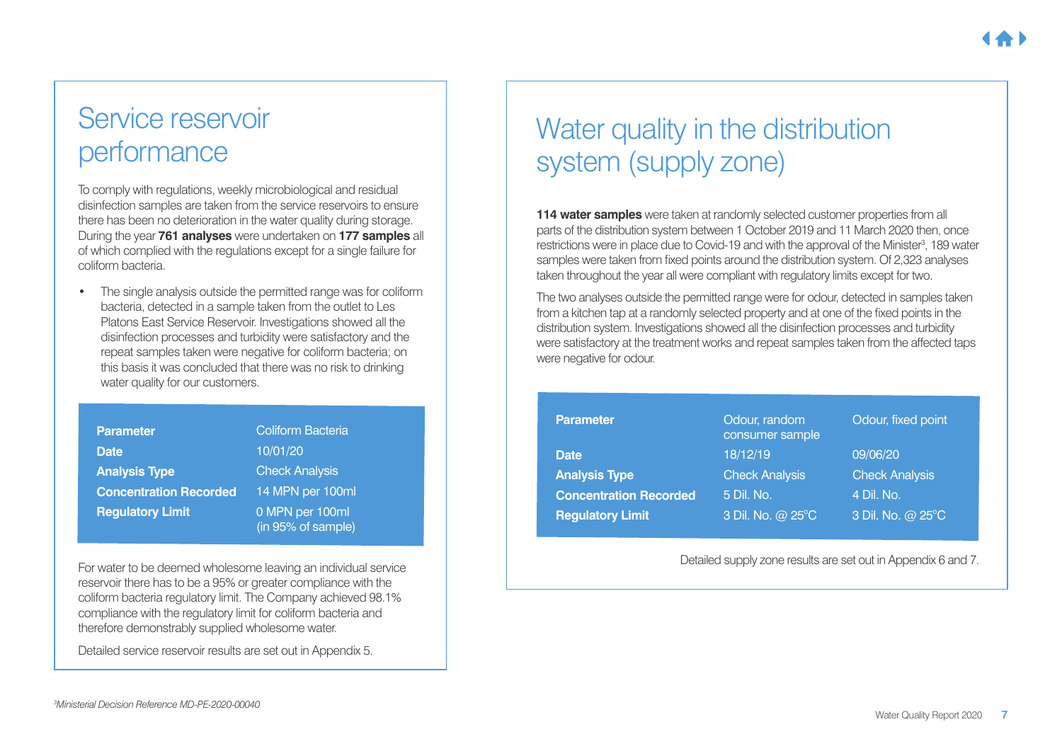# Service reservoir performance

To comply with regulations, weekly microbiological and residual disinfection samples are taken from the service reservoirs to ensure there has been no deterioration in the water quality during storage. During the year **761 analyses** were undertaken on **177 samples** all of which complied with the regulations except for a single failure for coliform bacteria.

- The single analysis outside the permitted range was for coliform bacteria, detected in a sample taken from the outlet to Les Platons East Service Reservoir. Investigations showed all the disinfection processes and turbidity were satisfactory and the repeat samples taken were negative for coliform bacteria; on this basis it was concluded that there was no risk to drinking water quality for our customers.

| **Parameter** | Coliform Bacteria |
|---|---|
| **Date** | 10/01/20 |
| **Analysis Type** | Check Analysis |
| **Concentration Recorded** | 14 MPN per 100ml |
| **Regulatory Limit** | 0 MPN per 100ml (in 95% of sample) |

For water to be deemed wholesome leaving an individual service reservoir there has to be a 95% or greater compliance with the coliform bacteria regulatory limit. The Company achieved 98.1% compliance with the regulatory limit for coliform bacteria and therefore demonstrably supplied wholesome water.

Detailed service reservoir results are set out in Appendix 5.

# Water quality in the distribution system (supply zone)

**114 water samples** were taken at randomly selected customer properties from all parts of the distribution system between 1 October 2019 and 11 March 2020 then, once restrictions were in place due to Covid-19 and with the approval of the Minister[3], 189 water samples were taken from fixed points around the distribution system. Of 2,323 analyses taken throughout the year all were compliant with regulatory limits except for two.

The two analyses outside the permitted range were for odour, detected in samples taken from a kitchen tap at a randomly selected property and at one of the fixed points in the distribution system. Investigations showed all the disinfection processes and turbidity were satisfactory at the treatment works and repeat samples taken from the affected taps were negative for odour.

| **Parameter** | Odour, random consumer sample | Odour, fixed point |
|---|---|---|
| **Date** | 18/12/19 | 09/06/20 |
| **Analysis Type** | Check Analysis | Check Analysis |
| **Concentration Recorded** | 5 Dil. No. | 4 Dil. No. |
| **Regulatory Limit** | 3 Dil. No. @ 25°C | 3 Dil. No. @ 25°C |

Detailed supply zone results are set out in Appendix 6 and 7.

*[3]Ministerial Decision Reference MD-PE-2020-00040*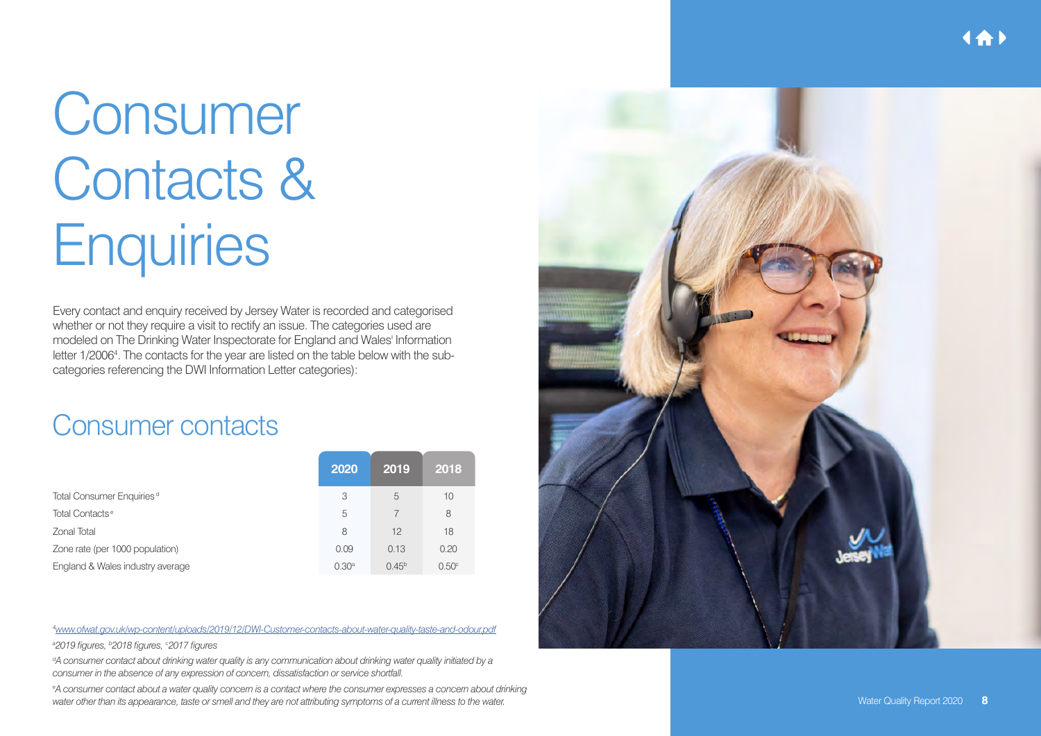# Consumer Contacts & Enquiries

Every contact and enquiry received by Jersey Water is recorded and categorised whether or not they require a visit to rectify an issue. The categories used are modeled on The Drinking Water Inspectorate for England and Wales' Information letter 1/2006[4]. The contacts for the year are listed on the table below with the sub-categories referencing the DWI Information Letter categories):

## Consumer contacts

| | 2020 | 2019 | 2018 |
|---|---|---|---|
| Total Consumer Enquiries[d] | 3 | 5 | 10 |
| Total Contacts[e] | 5 | 7 | 8 |
| Zonal Total | 8 | 12 | 18 |
| Zone rate (per 1000 population) | 0.09 | 0.13 | 0.20 |
| England & Wales industry average | 0.30[a] | 0.45[b] | 0.50[c] |

[4] www.ofwat.gov.uk/wp-content/uploads/2019/12/DWI-Customer-contacts-about-water-quality-taste-and-odour.pdf

*[a] 2019 figures, [b] 2018 figures, [c] 2017 figures*

*[d] A consumer contact about drinking water quality is any communication about drinking water quality initiated by a consumer in the absence of any expression of concern, dissatisfaction or service shortfall.*

*[e] A consumer contact about a water quality concern is a contact where the consumer expresses a concern about drinking water other than its appearance, taste or smell and they are not attributing symptoms of a current illness to the water.*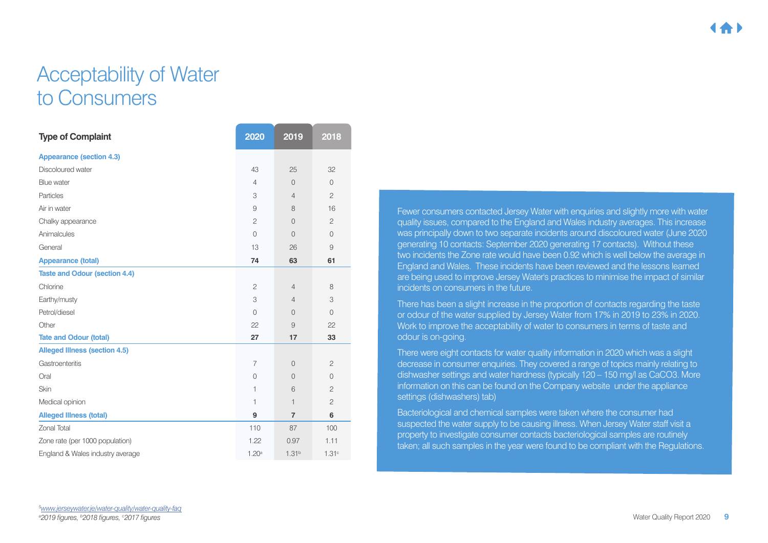# Acceptability of Water to Consumers

| Type of Complaint | 2020 | 2019 | 2018 |
|---|---|---|---|
| **Appearance (section 4.3)** | | | |
| Discoloured water | 43 | 25 | 32 |
| Blue water | 4 | 0 | 0 |
| Particles | 3 | 4 | 2 |
| Air in water | 9 | 8 | 16 |
| Chalky appearance | 2 | 0 | 2 |
| Animalcules | 0 | 0 | 0 |
| General | 13 | 26 | 9 |
| **Appearance (total)** | **74** | **63** | **61** |
| **Taste and Odour (section 4.4)** | | | |
| Chlorine | 2 | 4 | 8 |
| Earthy/musty | 3 | 4 | 3 |
| Petrol/diesel | 0 | 0 | 0 |
| Other | 22 | 9 | 22 |
| **Tate and Odour (total)** | **27** | **17** | **33** |
| **Alleged Illness (section 4.5)** | | | |
| Gastroenteritis | 7 | 0 | 2 |
| Oral | 0 | 0 | 0 |
| Skin | 1 | 6 | 2 |
| Medical opinion | 1 | 1 | 2 |
| **Alleged Illness (total)** | **9** | **7** | **6** |
| Zonal Total | 110 | 87 | 100 |
| Zone rate (per 1000 population) | 1.22 | 0.97 | 1.11 |
| England & Wales industry average | 1.20[a] | 1.31[b] | 1.31[c] |

Fewer consumers contacted Jersey Water with enquiries and slightly more with water quality issues, compared to the England and Wales industry averages. This increase was principally down to two separate incidents around discoloured water (June 2020 generating 10 contacts: September 2020 generating 17 contacts). Without these two incidents the Zone rate would have been 0.92 which is well below the average in England and Wales. These incidents have been reviewed and the lessons learned are being used to improve Jersey Water's practices to minimise the impact of similar incidents on consumers in the future.

There has been a slight increase in the proportion of contacts regarding the taste or odour of the water supplied by Jersey Water from 17% in 2019 to 23% in 2020. Work to improve the acceptability of water to consumers in terms of taste and odour is on-going.

There were eight contacts for water quality information in 2020 which was a slight decrease in consumer enquiries. They covered a range of topics mainly relating to dishwasher settings and water hardness (typically 120 – 150 mg/l as $CaCO_3$. More information on this can be found on the Company website under the appliance settings (dishwashers) tab)

Bacteriological and chemical samples were taken where the consumer had suspected the water supply to be causing illness. When Jersey Water staff visit a property to investigate consumer contacts bacteriological samples are routinely taken; all such samples in the year were found to be compliant with the Regulations.

[5] www.jerseywater.je/water-quality/water-quality-faq

*[a]2019 figures, [b]2018 figures, [c]2017 figures*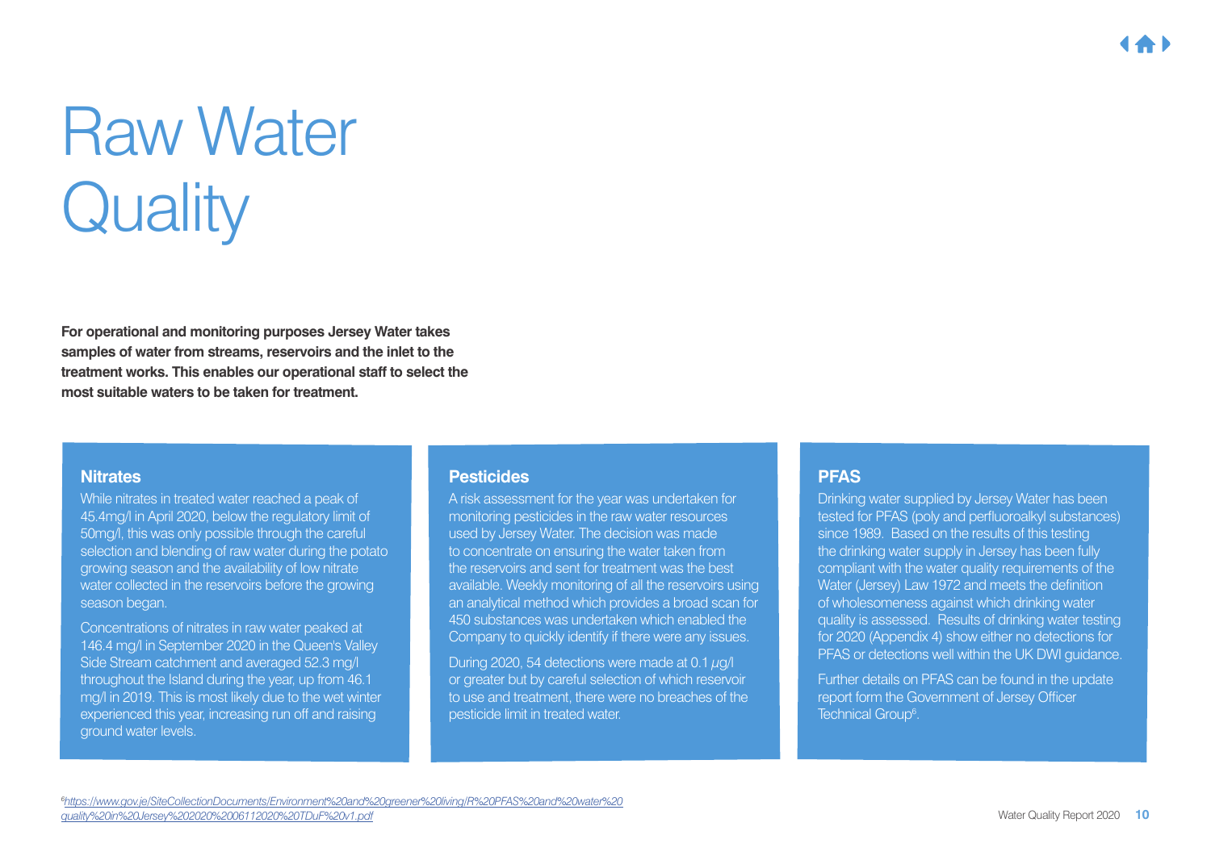# Raw Water Quality

**For operational and monitoring purposes Jersey Water takes samples of water from streams, reservoirs and the inlet to the treatment works. This enables our operational staff to select the most suitable waters to be taken for treatment.**

## Nitrates

While nitrates in treated water reached a peak of 45.4mg/l in April 2020, below the regulatory limit of 50mg/l, this was only possible through the careful selection and blending of raw water during the potato growing season and the availability of low nitrate water collected in the reservoirs before the growing season began.

Concentrations of nitrates in raw water peaked at 146.4 mg/l in September 2020 in the Queen's Valley Side Stream catchment and averaged 52.3 mg/l throughout the Island during the year, up from 46.1 mg/l in 2019. This is most likely due to the wet winter experienced this year, increasing run off and raising ground water levels.

## Pesticides

A risk assessment for the year was undertaken for monitoring pesticides in the raw water resources used by Jersey Water. The decision was made to concentrate on ensuring the water taken from the reservoirs and sent for treatment was the best available. Weekly monitoring of all the reservoirs using an analytical method which provides a broad scan for 450 substances was undertaken which enabled the Company to quickly identify if there were any issues.

During 2020, 54 detections were made at 0.1 $\mu$g/l or greater but by careful selection of which reservoir to use and treatment, there were no breaches of the pesticide limit in treated water.

## PFAS

Drinking water supplied by Jersey Water has been tested for PFAS (poly and perfluoroalkyl substances) since 1989. Based on the results of this testing the drinking water supply in Jersey has been fully compliant with the water quality requirements of the Water (Jersey) Law 1972 and meets the definition of wholesomeness against which drinking water quality is assessed. Results of drinking water testing for 2020 (Appendix 4) show either no detections for PFAS or detections well within the UK DWI guidance.

Further details on PFAS can be found in the update report form the Government of Jersey Officer Technical Group[6].

[6] https://www.gov.je/SiteCollectionDocuments/Environment%20and%20greener%20living/R%20PFAS%20and%20water%20quality%20in%20Jersey%202020%2006112020%20TDuF%20v1.pdf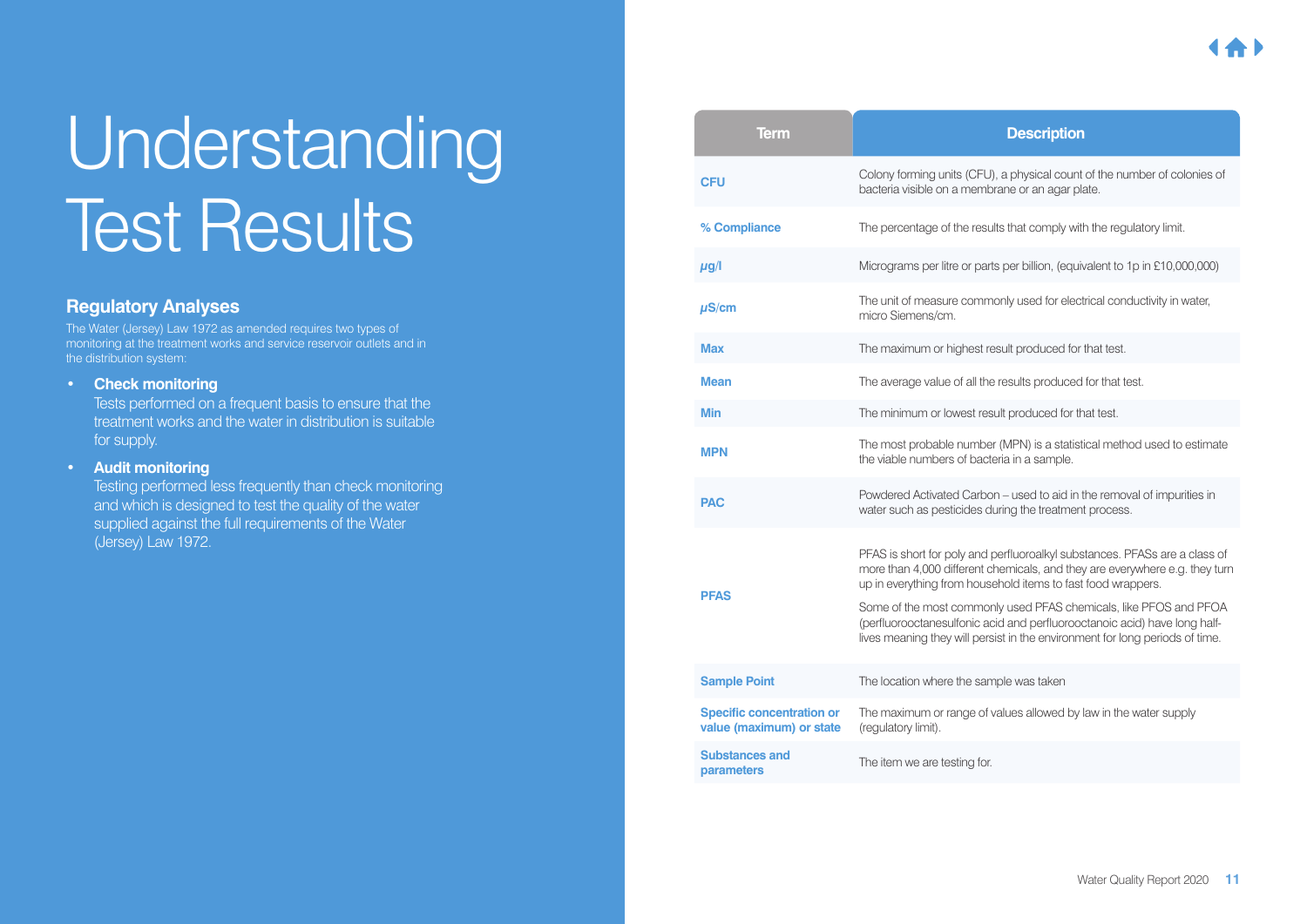# Understanding Test Results

## Regulatory Analyses

The Water (Jersey) Law 1972 as amended requires two types of monitoring at the treatment works and service reservoir outlets and in the distribution system:

- **Check monitoring**
  Tests performed on a frequent basis to ensure that the treatment works and the water in distribution is suitable for supply.
- **Audit monitoring**
  Testing performed less frequently than check monitoring and which is designed to test the quality of the water supplied against the full requirements of the Water (Jersey) Law 1972.

| Term | Description |
| --- | --- |
| **CFU** | Colony forming units (CFU), a physical count of the number of colonies of bacteria visible on a membrane or an agar plate. |
| **% Compliance** | The percentage of the results that comply with the regulatory limit. |
| **µg/l** | Micrograms per litre or parts per billion, (equivalent to 1p in £10,000,000) |
| **µS/cm** | The unit of measure commonly used for electrical conductivity in water, micro Siemens/cm. |
| **Max** | The maximum or highest result produced for that test. |
| **Mean** | The average value of all the results produced for that test. |
| **Min** | The minimum or lowest result produced for that test. |
| **MPN** | The most probable number (MPN) is a statistical method used to estimate the viable numbers of bacteria in a sample. |
| **PAC** | Powdered Activated Carbon – used to aid in the removal of impurities in water such as pesticides during the treatment process. |
| **PFAS** | PFAS is short for poly and perfluoroalkyl substances. PFASs are a class of more than 4,000 different chemicals, and they are everywhere e.g. they turn up in everything from household items to fast food wrappers. Some of the most commonly used PFAS chemicals, like PFOS and PFOA (perfluorooctanesulfonic acid and perfluorooctanoic acid) have long half-lives meaning they will persist in the environment for long periods of time. |
| **Sample Point** | The location where the sample was taken |
| **Specific concentration or value (maximum) or state** | The maximum or range of values allowed by law in the water supply (regulatory limit). |
| **Substances and parameters** | The item we are testing for. |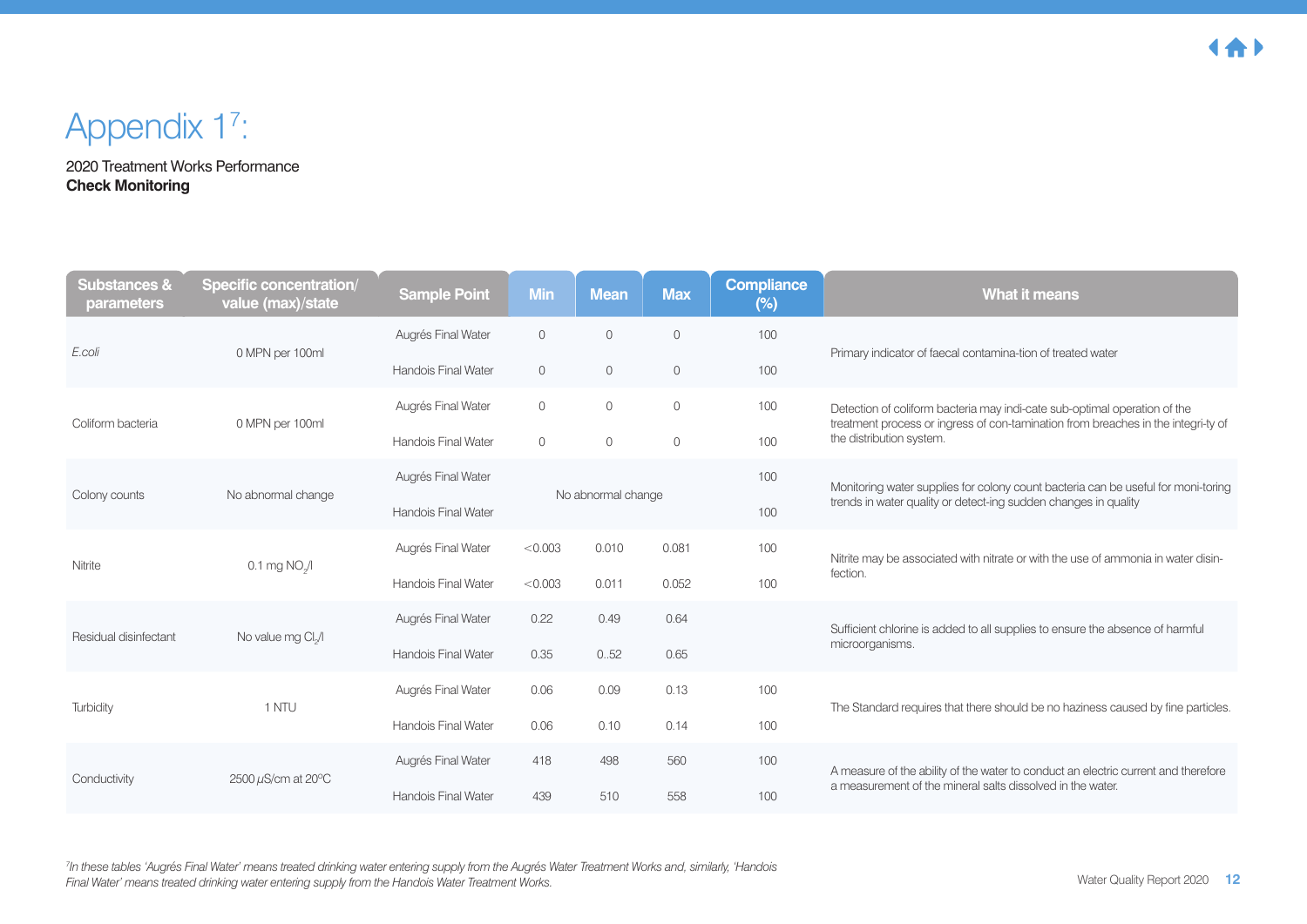# Appendix 1[7]:

2020 Treatment Works Performance
**Check Monitoring**

| Substances & parameters | Specific concentration/ value (max)/state | Sample Point | Min | Mean | Max | Compliance (%) | What it means |
|---|---|---|---|---|---|---|---|
| *E.coli* | 0 MPN per 100ml | Augrés Final Water | 0 | 0 | 0 | 100 | Primary indicator of faecal contamina-tion of treated water |
| | | Handois Final Water | 0 | 0 | 0 | 100 | |
| Coliform bacteria | 0 MPN per 100ml | Augrés Final Water | 0 | 0 | 0 | 100 | Detection of coliform bacteria may indi-cate sub-optimal operation of the treatment process or ingress of con-tamination from breaches in the integri-ty of the distribution system. |
| | | Handois Final Water | 0 | 0 | 0 | 100 | |
| Colony counts | No abnormal change | Augrés Final Water | No abnormal change | | | 100 | Monitoring water supplies for colony count bacteria can be useful for moni-toring trends in water quality or detect-ing sudden changes in quality |
| | | Handois Final Water | | | | 100 | |
| Nitrite | 0.1 mg $NO_2$/l | Augrés Final Water | <0.003 | 0.010 | 0.081 | 100 | Nitrite may be associated with nitrate or with the use of ammonia in water disin-fection. |
| | | Handois Final Water | <0.003 | 0.011 | 0.052 | 100 | |
| Residual disinfectant | No value mg $Cl_2$/l | Augrés Final Water | 0.22 | 0.49 | 0.64 | | Sufficient chlorine is added to all supplies to ensure the absence of harmful microorganisms. |
| | | Handois Final Water | 0.35 | 0..52 | 0.65 | | |
| Turbidity | 1 NTU | Augrés Final Water | 0.06 | 0.09 | 0.13 | 100 | The Standard requires that there should be no haziness caused by fine particles. |
| | | Handois Final Water | 0.06 | 0.10 | 0.14 | 100 | |
| Conductivity | 2500 µS/cm at 20°C | Augrés Final Water | 418 | 498 | 560 | 100 | A measure of the ability of the water to conduct an electric current and therefore a measurement of the mineral salts dissolved in the water. |
| | | Handois Final Water | 439 | 510 | 558 | 100 | |

[7]*In these tables 'Augrés Final Water' means treated drinking water entering supply from the Augrés Water Treatment Works and, similarly, 'Handois Final Water' means treated drinking water entering supply from the Handois Water Treatment Works.*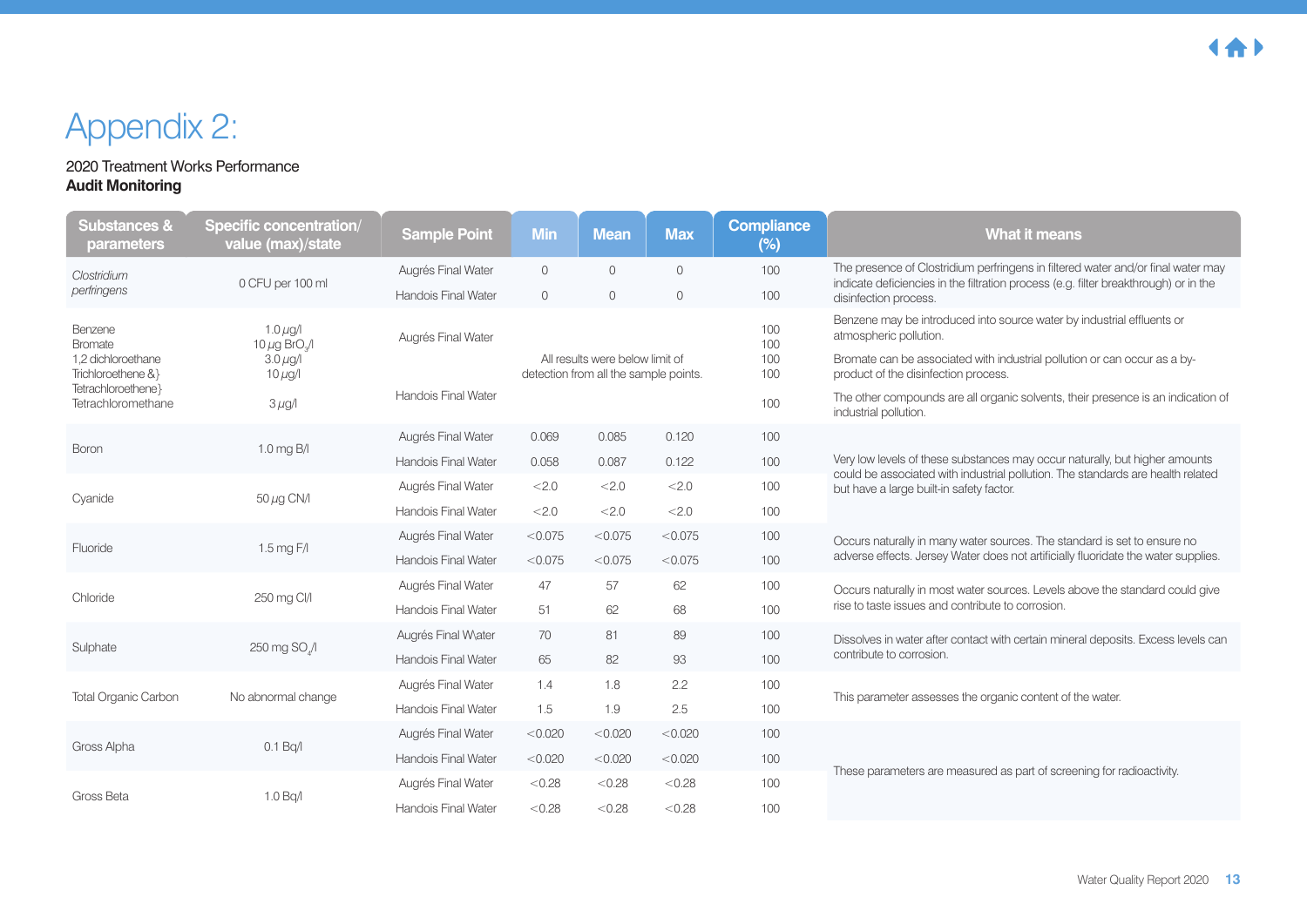# Appendix 2:

2020 Treatment Works Performance
**Audit Monitoring**

| Substances & parameters | Specific concentration/ value (max)/state | Sample Point | Min | Mean | Max | Compliance (%) | What it means |
|---|---|---|---|---|---|---|---|
| *Clostridium perfringens* | 0 CFU per 100 ml | Augrés Final Water | 0 | 0 | 0 | 100 | The presence of Clostridium perfringens in filtered water and/or final water may indicate deficiencies in the filtration process (e.g. filter breakthrough) or in the disinfection process. |
| | | Handois Final Water | 0 | 0 | 0 | 100 | |
| Benzene | 1.0 μg/l | Augrés Final Water | All results were below limit of detection from all the sample points. | | | 100 | Benzene may be introduced into source water by industrial effluents or atmospheric pollution. |
| Bromate | 10 μg $BrO_3$/l | | | | | 100 | Bromate can be associated with industrial pollution or can occur as a by-product of the disinfection process. |
| 1,2 dichloroethane | 3.0 μg/l | | | | | 100 | |
| Trichloroethene &} Tetrachloroethene} | 10 μg/l | | | | | 100 | |
| Tetrachloromethane | 3 μg/l | Handois Final Water | | | | 100 | The other compounds are all organic solvents, their presence is an indication of industrial pollution. |
| Boron | 1.0 mg B/l | Augrés Final Water | 0.069 | 0.085 | 0.120 | 100 | Very low levels of these substances may occur naturally, but higher amounts could be associated with industrial pollution. The standards are health related but have a large built-in safety factor. |
| | | Handois Final Water | 0.058 | 0.087 | 0.122 | 100 | |
| Cyanide | 50 μg CN/l | Augrés Final Water | <2.0 | <2.0 | <2.0 | 100 | |
| | | Handois Final Water | <2.0 | <2.0 | <2.0 | 100 | |
| Fluoride | 1.5 mg F/l | Augrés Final Water | <0.075 | <0.075 | <0.075 | 100 | Occurs naturally in many water sources. The standard is set to ensure no adverse effects. Jersey Water does not artificially fluoridate the water supplies. |
| | | Handois Final Water | <0.075 | <0.075 | <0.075 | 100 | |
| Chloride | 250 mg Cl/l | Augrés Final Water | 47 | 57 | 62 | 100 | Occurs naturally in most water sources. Levels above the standard could give rise to taste issues and contribute to corrosion. |
| | | Handois Final Water | 51 | 62 | 68 | 100 | |
| Sulphate | 250 mg $SO_4$/l | Augrés Final Water | 70 | 81 | 89 | 100 | Dissolves in water after contact with certain mineral deposits. Excess levels can contribute to corrosion. |
| | | Handois Final Water | 65 | 82 | 93 | 100 | |
| Total Organic Carbon | No abnormal change | Augrés Final Water | 1.4 | 1.8 | 2.2 | 100 | This parameter assesses the organic content of the water. |
| | | Handois Final Water | 1.5 | 1.9 | 2.5 | 100 | |
| Gross Alpha | 0.1 Bq/l | Augrés Final Water | <0.020 | <0.020 | <0.020 | 100 | These parameters are measured as part of screening for radioactivity. |
| | | Handois Final Water | <0.020 | <0.020 | <0.020 | 100 | |
| Gross Beta | 1.0 Bq/l | Augrés Final Water | <0.28 | <0.28 | <0.28 | 100 | |
| | | Handois Final Water | <0.28 | <0.28 | <0.28 | 100 | |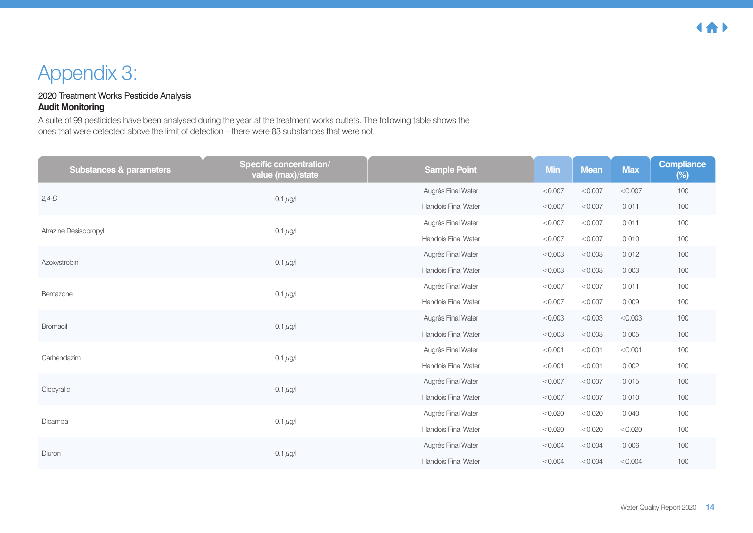# Appendix 3:

2020 Treatment Works Pesticide Analysis

**Audit Monitoring**

A suite of 99 pesticides have been analysed during the year at the treatment works outlets. The following table shows the ones that were detected above the limit of detection – there were 83 substances that were not.

| Substances & parameters | Specific concentration/ value (max)/state | Sample Point | Min | Mean | Max | Compliance (%) |
|---|---|---|---|---|---|---|
| *2,4-D* | 0.1 μg/l | Augrés Final Water | <0.007 | <0.007 | <0.007 | 100 |
| | | Handois Final Water | <0.007 | <0.007 | 0.011 | 100 |
| Atrazine Desisopropyl | 0.1 μg/l | Augrés Final Water | <0.007 | <0.007 | 0.011 | 100 |
| | | Handois Final Water | <0.007 | <0.007 | 0.010 | 100 |
| Azoxystrobin | 0.1 μg/l | Augrés Final Water | <0.003 | <0.003 | 0.012 | 100 |
| | | Handois Final Water | <0.003 | <0.003 | 0.003 | 100 |
| Bentazone | 0.1 μg/l | Augrés Final Water | <0.007 | <0.007 | 0.011 | 100 |
| | | Handois Final Water | <0.007 | <0.007 | 0.009 | 100 |
| Bromacil | 0.1 μg/l | Augrés Final Water | <0.003 | <0.003 | <0.003 | 100 |
| | | Handois Final Water | <0.003 | <0.003 | 0.005 | 100 |
| Carbendazim | 0.1 μg/l | Augrés Final Water | <0.001 | <0.001 | <0.001 | 100 |
| | | Handois Final Water | <0.001 | <0.001 | 0.002 | 100 |
| Clopyralid | 0.1 μg/l | Augrés Final Water | <0.007 | <0.007 | 0.015 | 100 |
| | | Handois Final Water | <0.007 | <0.007 | 0.010 | 100 |
| Dicamba | 0.1 μg/l | Augrés Final Water | <0.020 | <0.020 | 0.040 | 100 |
| | | Handois Final Water | <0.020 | <0.020 | <0.020 | 100 |
| Diuron | 0.1 μg/l | Augrés Final Water | <0.004 | <0.004 | 0.006 | 100 |
| | | Handois Final Water | <0.004 | <0.004 | <0.004 | 100 |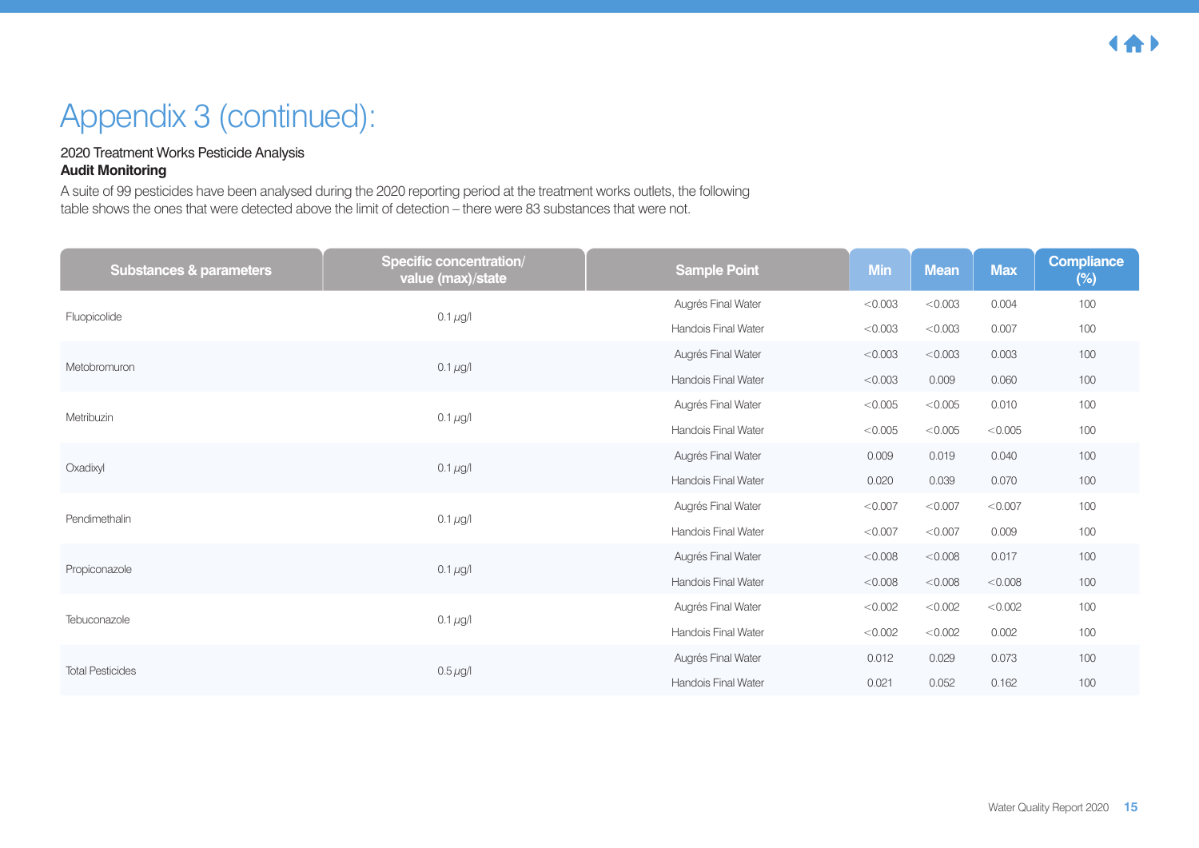# Appendix 3 (continued):

2020 Treatment Works Pesticide Analysis

**Audit Monitoring**

A suite of 99 pesticides have been analysed during the 2020 reporting period at the treatment works outlets, the following table shows the ones that were detected above the limit of detection – there were 83 substances that were not.

| Substances & parameters | Specific concentration/ value (max)/state | Sample Point | Min | Mean | Max | Compliance (%) |
|---|---|---|---|---|---|---|
| Fluopicolide | 0.1 µg/l | Augrés Final Water | <0.003 | <0.003 | 0.004 | 100 |
| | | Handois Final Water | <0.003 | <0.003 | 0.007 | 100 |
| Metobromuron | 0.1 µg/l | Augrés Final Water | <0.003 | <0.003 | 0.003 | 100 |
| | | Handois Final Water | <0.003 | 0.009 | 0.060 | 100 |
| Metribuzin | 0.1 µg/l | Augrés Final Water | <0.005 | <0.005 | 0.010 | 100 |
| | | Handois Final Water | <0.005 | <0.005 | <0.005 | 100 |
| Oxadixyl | 0.1 µg/l | Augrés Final Water | 0.009 | 0.019 | 0.040 | 100 |
| | | Handois Final Water | 0.020 | 0.039 | 0.070 | 100 |
| Pendimethalin | 0.1 µg/l | Augrés Final Water | <0.007 | <0.007 | <0.007 | 100 |
| | | Handois Final Water | <0.007 | <0.007 | 0.009 | 100 |
| Propiconazole | 0.1 µg/l | Augrés Final Water | <0.008 | <0.008 | 0.017 | 100 |
| | | Handois Final Water | <0.008 | <0.008 | <0.008 | 100 |
| Tebuconazole | 0.1 µg/l | Augrés Final Water | <0.002 | <0.002 | <0.002 | 100 |
| | | Handois Final Water | <0.002 | <0.002 | 0.002 | 100 |
| Total Pesticides | 0.5 µg/l | Augrés Final Water | 0.012 | 0.029 | 0.073 | 100 |
| | | Handois Final Water | 0.021 | 0.052 | 0.162 | 100 |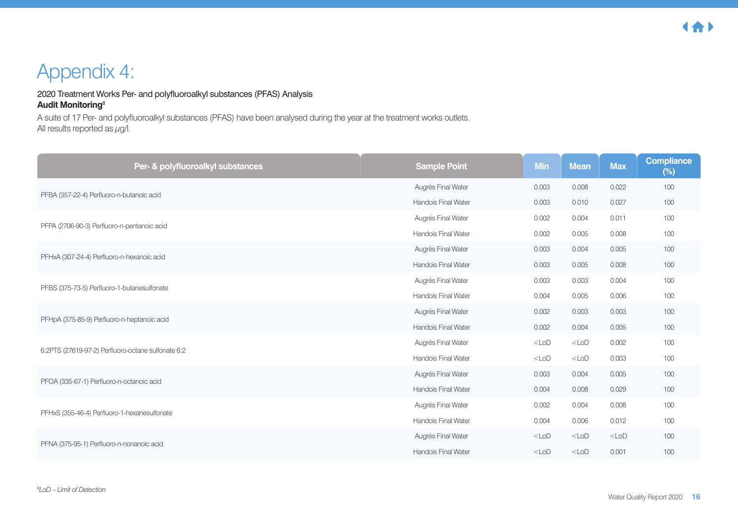# Appendix 4:

2020 Treatment Works Per- and polyfluoroalkyl substances (PFAS) Analysis

**Audit Monitoring**[8]

A suite of 17 Per- and polyfluoroalkyl substances (PFAS) have been analysed during the year at the treatment works outlets. All results reported as µg/l.

| Per- & polyfluoroalkyl substances | Sample Point | Min | Mean | Max | Compliance (%) |
|---|---|---|---|---|---|
| PFBA (357-22-4) Perfluoro-n-butanoic acid | Augrés Final Water | 0.003 | 0.008 | 0.022 | 100 |
| | Handois Final Water | 0.003 | 0.010 | 0.027 | 100 |
| PFPA (2706-90-3) Perfluoro-n-pentanoic acid | Augrés Final Water | 0.002 | 0.004 | 0.011 | 100 |
| | Handois Final Water | 0.002 | 0.005 | 0.008 | 100 |
| PFHxA (307-24-4) Perfluoro-n-hexanoic acid | Augrés Final Water | 0.003 | 0.004 | 0.005 | 100 |
| | Handois Final Water | 0.003 | 0.005 | 0.008 | 100 |
| PFBS (375-73-5) Perfluoro-1-butanesulfonate | Augrés Final Water | 0.003 | 0.003 | 0.004 | 100 |
| | Handois Final Water | 0.004 | 0.005 | 0.006 | 100 |
| PFHpA (375-85-9) Perfluoro-n-heptanoic acid | Augrés Final Water | 0.002 | 0.003 | 0.003 | 100 |
| | Handois Final Water | 0.002 | 0.004 | 0.005 | 100 |
| 6:2PTS (27619-97-2) Perfluoro-octane sulfonate 6:2 | Augrés Final Water | <LoD | <LoD | 0.002 | 100 |
| | Handois Final Water | <LoD | <LoD | 0.003 | 100 |
| PFOA (335-67-1) Perfluoro-n-octanoic acid | Augrés Final Water | 0.003 | 0.004 | 0.005 | 100 |
| | Handois Final Water | 0.004 | 0.008 | 0.029 | 100 |
| PFHxS (355-46-4) Perfluoro-1-hexanesulfonate | Augrés Final Water | 0.002 | 0.004 | 0.008 | 100 |
| | Handois Final Water | 0.004 | 0.006 | 0.012 | 100 |
| PFNA (375-95-1) Perfluoro-n-nonanoic acid | Augrés Final Water | <LoD | <LoD | <LoD | 100 |
| | Handois Final Water | <LoD | <LoD | 0.001 | 100 |

*[8] LoD – Limit of Detection*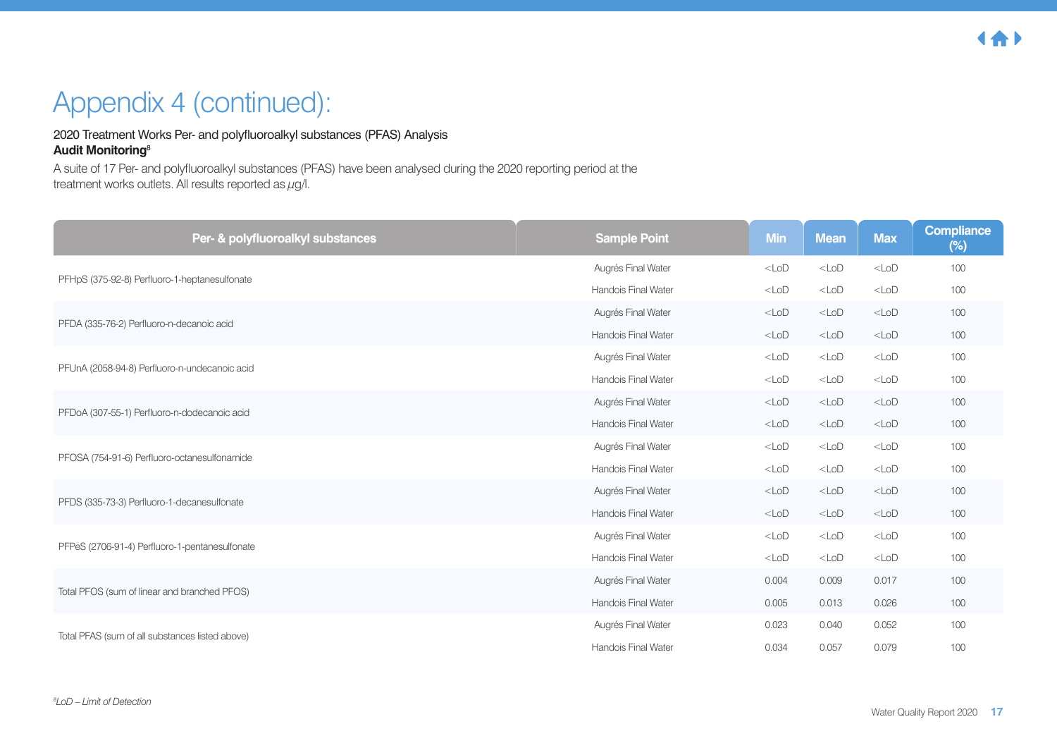# Appendix 4 (continued):

2020 Treatment Works Per- and polyfluoroalkyl substances (PFAS) Analysis
**Audit Monitoring**[8]

A suite of 17 Per- and polyfluoroalkyl substances (PFAS) have been analysed during the 2020 reporting period at the treatment works outlets. All results reported as µg/l.

| Per- & polyfluoroalkyl substances | Sample Point | Min | Mean | Max | Compliance (%) |
|---|---|---|---|---|---|
| PFHpS (375-92-8) Perfluoro-1-heptanesulfonate | Augrés Final Water | <LoD | <LoD | <LoD | 100 |
| | Handois Final Water | <LoD | <LoD | <LoD | 100 |
| PFDA (335-76-2) Perfluoro-n-decanoic acid | Augrés Final Water | <LoD | <LoD | <LoD | 100 |
| | Handois Final Water | <LoD | <LoD | <LoD | 100 |
| PFUnA (2058-94-8) Perfluoro-n-undecanoic acid | Augrés Final Water | <LoD | <LoD | <LoD | 100 |
| | Handois Final Water | <LoD | <LoD | <LoD | 100 |
| PFDoA (307-55-1) Perfluoro-n-dodecanoic acid | Augrés Final Water | <LoD | <LoD | <LoD | 100 |
| | Handois Final Water | <LoD | <LoD | <LoD | 100 |
| PFOSA (754-91-6) Perfluoro-octanesulfonamide | Augrés Final Water | <LoD | <LoD | <LoD | 100 |
| | Handois Final Water | <LoD | <LoD | <LoD | 100 |
| PFDS (335-73-3) Perfluoro-1-decanesulfonate | Augrés Final Water | <LoD | <LoD | <LoD | 100 |
| | Handois Final Water | <LoD | <LoD | <LoD | 100 |
| PFPeS (2706-91-4) Perfluoro-1-pentanesulfonate | Augrés Final Water | <LoD | <LoD | <LoD | 100 |
| | Handois Final Water | <LoD | <LoD | <LoD | 100 |
| Total PFOS (sum of linear and branched PFOS) | Augrés Final Water | 0.004 | 0.009 | 0.017 | 100 |
| | Handois Final Water | 0.005 | 0.013 | 0.026 | 100 |
| Total PFAS (sum of all substances listed above) | Augrés Final Water | 0.023 | 0.040 | 0.052 | 100 |
| | Handois Final Water | 0.034 | 0.057 | 0.079 | 100 |

*[8]LoD – Limit of Detection*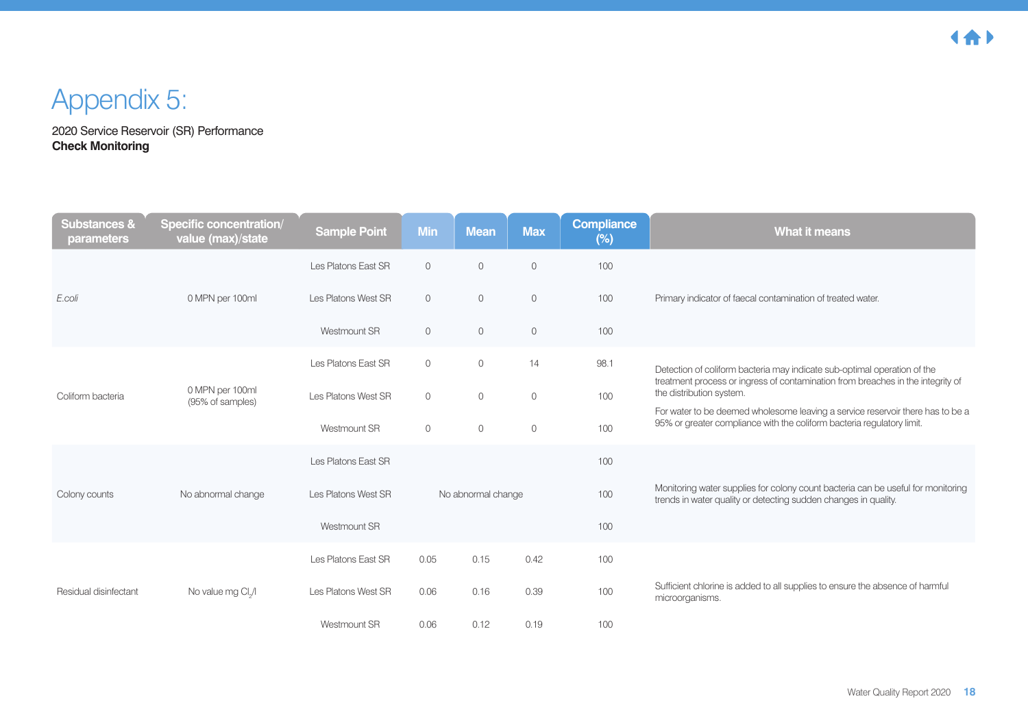# Appendix 5:

2020 Service Reservoir (SR) Performance
**Check Monitoring**

| Substances & parameters | Specific concentration/ value (max)/state | Sample Point | Min | Mean | Max | Compliance (%) | What it means |
|---|---|---|---|---|---|---|---|
| *E.coli* | 0 MPN per 100ml | Les Platons East SR | 0 | 0 | 0 | 100 | Primary indicator of faecal contamination of treated water. |
| | | Les Platons West SR | 0 | 0 | 0 | 100 | |
| | | Westmount SR | 0 | 0 | 0 | 100 | |
| Coliform bacteria | 0 MPN per 100ml (95% of samples) | Les Platons East SR | 0 | 0 | 14 | 98.1 | Detection of coliform bacteria may indicate sub-optimal operation of the treatment process or ingress of contamination from breaches in the integrity of the distribution system. For water to be deemed wholesome leaving a service reservoir there has to be a 95% or greater compliance with the coliform bacteria regulatory limit. |
| | | Les Platons West SR | 0 | 0 | 0 | 100 | |
| | | Westmount SR | 0 | 0 | 0 | 100 | |
| Colony counts | No abnormal change | Les Platons East SR | No abnormal change | | | 100 | Monitoring water supplies for colony count bacteria can be useful for monitoring trends in water quality or detecting sudden changes in quality. |
| | | Les Platons West SR | No abnormal change | | | 100 | |
| | | Westmount SR | No abnormal change | | | 100 | |
| Residual disinfectant | No value mg $Cl_2$/l | Les Platons East SR | 0.05 | 0.15 | 0.42 | 100 | Sufficient chlorine is added to all supplies to ensure the absence of harmful microorganisms. |
| | | Les Platons West SR | 0.06 | 0.16 | 0.39 | 100 | |
| | | Westmount SR | 0.06 | 0.12 | 0.19 | 100 | |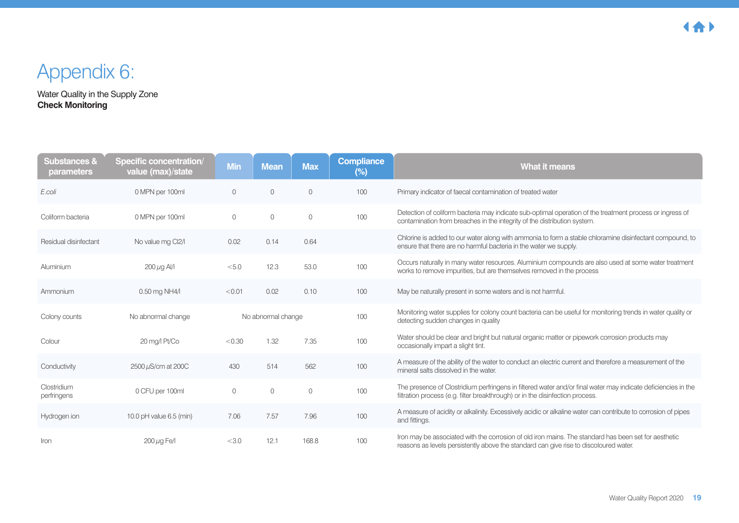# Appendix 6:

Water Quality in the Supply Zone
**Check Monitoring**

| Substances & parameters | Specific concentration/ value (max)/state | Min | Mean | Max | Compliance (%) | What it means |
|---|---|---|---|---|---|---|
| *E.coli* | 0 MPN per 100ml | 0 | 0 | 0 | 100 | Primary indicator of faecal contamination of treated water |
| Coliform bacteria | 0 MPN per 100ml | 0 | 0 | 0 | 100 | Detection of coliform bacteria may indicate sub-optimal operation of the treatment process or ingress of contamination from breaches in the integrity of the distribution system. |
| Residual disinfectant | No value mg Cl2/l | 0.02 | 0.14 | 0.64 | | Chlorine is added to our water along with ammonia to form a stable chloramine disinfectant compound, to ensure that there are no harmful bacteria in the water we supply. |
| Aluminium | 200 $\mu$g Al/l | <5.0 | 12.3 | 53.0 | 100 | Occurs naturally in many water resources. Aluminium compounds are also used at some water treatment works to remove impurities, but are themselves removed in the process |
| Ammonium | 0.50 mg NH4/l | <0.01 | 0.02 | 0.10 | 100 | May be naturally present in some waters and is not harmful. |
| Colony counts | No abnormal change | | No abnormal change | | 100 | Monitoring water supplies for colony count bacteria can be useful for monitoring trends in water quality or detecting sudden changes in quality |
| Colour | 20 mg/l Pt/Co | <0.30 | 1.32 | 7.35 | 100 | Water should be clear and bright but natural organic matter or pipework corrosion products may occasionally impart a slight tint. |
| Conductivity | 2500 $\mu$S/cm at 200C | 430 | 514 | 562 | 100 | A measure of the ability of the water to conduct an electric current and therefore a measurement of the mineral salts dissolved in the water. |
| Clostridium perfringens | 0 CFU per 100ml | 0 | 0 | 0 | 100 | The presence of Clostridium perfringens in filtered water and/or final water may indicate deficiencies in the filtration process (e.g. filter breakthrough) or in the disinfection process. |
| Hydrogen ion | 10.0 pH value 6.5 (min) | 7.06 | 7.57 | 7.96 | 100 | A measure of acidity or alkalinity. Excessively acidic or alkaline water can contribute to corrosion of pipes and fittings. |
| Iron | 200 $\mu$g Fe/l | <3.0 | 12.1 | 168.8 | 100 | Iron may be associated with the corrosion of old iron mains. The standard has been set for aesthetic reasons as levels persistently above the standard can give rise to discoloured water. |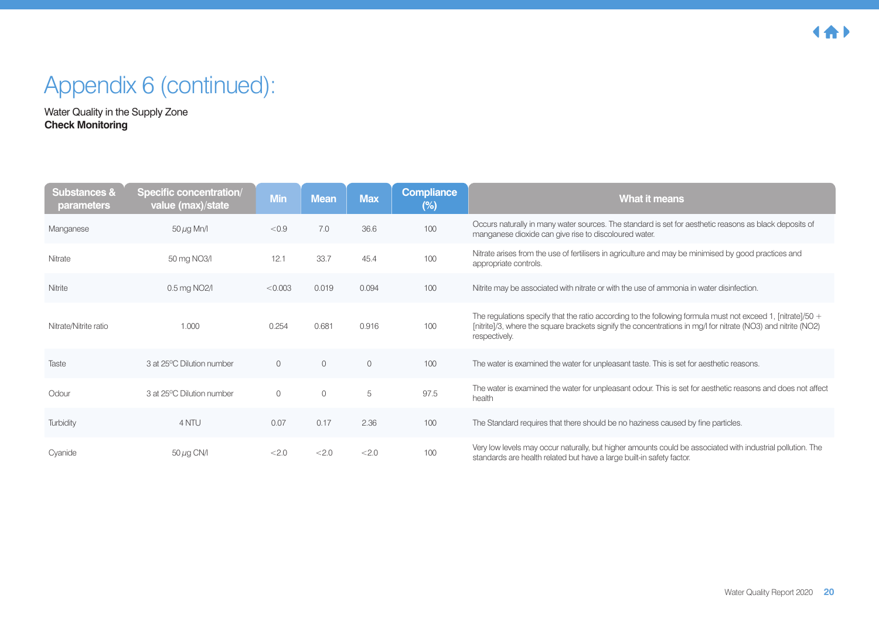# Appendix 6 (continued):

Water Quality in the Supply Zone
**Check Monitoring**

| Substances & parameters | Specific concentration/ value (max)/state | Min | Mean | Max | Compliance (%) | What it means |
|---|---|---|---|---|---|---|
| Manganese | 50 µg Mn/l | <0.9 | 7.0 | 36.6 | 100 | Occurs naturally in many water sources. The standard is set for aesthetic reasons as black deposits of manganese dioxide can give rise to discoloured water. |
| Nitrate | 50 mg NO3/l | 12.1 | 33.7 | 45.4 | 100 | Nitrate arises from the use of fertilisers in agriculture and may be minimised by good practices and appropriate controls. |
| Nitrite | 0.5 mg NO2/l | <0.003 | 0.019 | 0.094 | 100 | Nitrite may be associated with nitrate or with the use of ammonia in water disinfection. |
| Nitrate/Nitrite ratio | 1.000 | 0.254 | 0.681 | 0.916 | 100 | The regulations specify that the ratio according to the following formula must not exceed 1, [nitrate]/50 + [nitrite]/3, where the square brackets signify the concentrations in mg/l for nitrate (NO3) and nitrite (NO2) respectively. |
| Taste | 3 at 25°C Dilution number | 0 | 0 | 0 | 100 | The water is examined the water for unpleasant taste. This is set for aesthetic reasons. |
| Odour | 3 at 25°C Dilution number | 0 | 0 | 5 | 97.5 | The water is examined the water for unpleasant odour. This is set for aesthetic reasons and does not affect health |
| Turbidity | 4 NTU | 0.07 | 0.17 | 2.36 | 100 | The Standard requires that there should be no haziness caused by fine particles. |
| Cyanide | 50 µg CN/l | <2.0 | <2.0 | <2.0 | 100 | Very low levels may occur naturally, but higher amounts could be associated with industrial pollution. The standards are health related but have a large built-in safety factor. |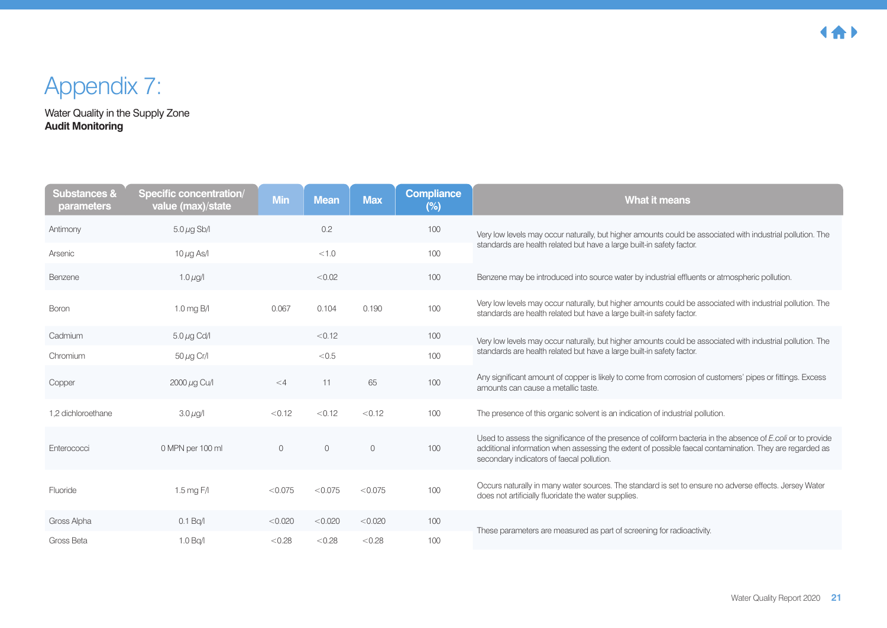# Appendix 7:

Water Quality in the Supply Zone
**Audit Monitoring**

| Substances & parameters | Specific concentration/ value (max)/state | Min | Mean | Max | Compliance (%) | What it means |
|---|---|---|---|---|---|---|
| Antimony | 5.0 $\mu$g Sb/l | | 0.2 | | 100 | Very low levels may occur naturally, but higher amounts could be associated with industrial pollution. The standards are health related but have a large built-in safety factor. |
| Arsenic | 10 $\mu$g As/l | | <1.0 | | 100 | |
| Benzene | 1.0 $\mu$g/l | | <0.02 | | 100 | Benzene may be introduced into source water by industrial effluents or atmospheric pollution. |
| Boron | 1.0 mg B/l | 0.067 | 0.104 | 0.190 | 100 | Very low levels may occur naturally, but higher amounts could be associated with industrial pollution. The standards are health related but have a large built-in safety factor. |
| Cadmium | 5.0 $\mu$g Cd/l | | <0.12 | | 100 | Very low levels may occur naturally, but higher amounts could be associated with industrial pollution. The standards are health related but have a large built-in safety factor. |
| Chromium | 50 $\mu$g Cr/l | | <0.5 | | 100 | |
| Copper | 2000 $\mu$g Cu/l | <4 | 11 | 65 | 100 | Any significant amount of copper is likely to come from corrosion of customers' pipes or fittings. Excess amounts can cause a metallic taste. |
| 1,2 dichloroethane | 3.0 $\mu$g/l | <0.12 | <0.12 | <0.12 | 100 | The presence of this organic solvent is an indication of industrial pollution. |
| Enterococci | 0 MPN per 100 ml | 0 | 0 | 0 | 100 | Used to assess the significance of the presence of coliform bacteria in the absence of *E.coli* or to provide additional information when assessing the extent of possible faecal contamination. They are regarded as secondary indicators of faecal pollution. |
| Fluoride | 1.5 mg F/l | <0.075 | <0.075 | <0.075 | 100 | Occurs naturally in many water sources. The standard is set to ensure no adverse effects. Jersey Water does not artificially fluoridate the water supplies. |
| Gross Alpha | 0.1 Bq/l | <0.020 | <0.020 | <0.020 | 100 | These parameters are measured as part of screening for radioactivity. |
| Gross Beta | 1.0 Bq/l | <0.28 | <0.28 | <0.28 | 100 | |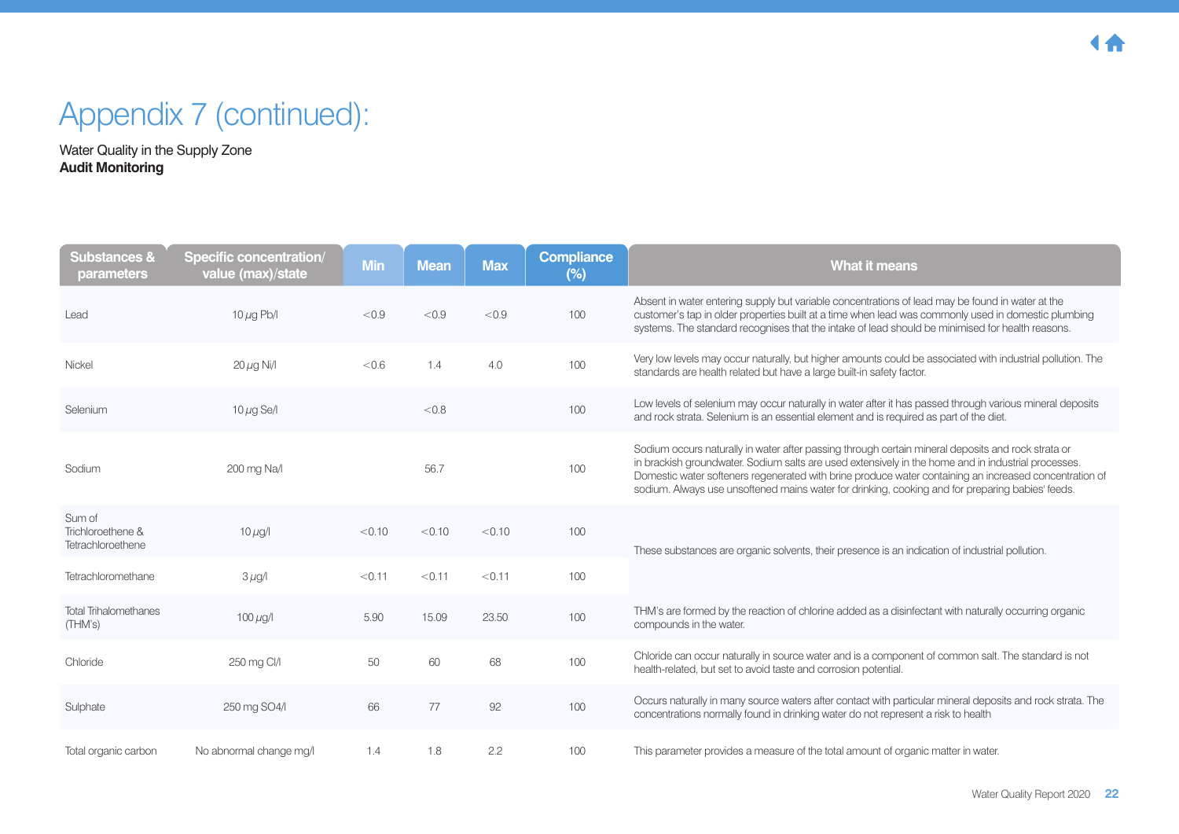# Appendix 7 (continued):

Water Quality in the Supply Zone
**Audit Monitoring**

| Substances & parameters | Specific concentration/ value (max)/state | Min | Mean | Max | Compliance (%) | What it means |
|---|---|---|---|---|---|---|
| Lead | 10 µg Pb/l | <0.9 | <0.9 | <0.9 | 100 | Absent in water entering supply but variable concentrations of lead may be found in water at the customer's tap in older properties built at a time when lead was commonly used in domestic plumbing systems. The standard recognises that the intake of lead should be minimised for health reasons. |
| Nickel | 20 µg Ni/l | <0.6 | 1.4 | 4.0 | 100 | Very low levels may occur naturally, but higher amounts could be associated with industrial pollution. The standards are health related but have a large built-in safety factor. |
| Selenium | 10 µg Se/l | | <0.8 | | 100 | Low levels of selenium may occur naturally in water after it has passed through various mineral deposits and rock strata. Selenium is an essential element and is required as part of the diet. |
| Sodium | 200 mg Na/l | | 56.7 | | 100 | Sodium occurs naturally in water after passing through certain mineral deposits and rock strata or in brackish groundwater. Sodium salts are used extensively in the home and in industrial processes. Domestic water softeners regenerated with brine produce water containing an increased concentration of sodium. Always use unsoftened mains water for drinking, cooking and for preparing babies' feeds. |
| Sum of Trichloroethene & Tetrachloroethene | 10 µg/l | <0.10 | <0.10 | <0.10 | 100 | These substances are organic solvents, their presence is an indication of industrial pollution. |
| Tetrachloromethane | 3 µg/l | <0.11 | <0.11 | <0.11 | 100 | |
| Total Trihalomethanes (THM's) | 100 µg/l | 5.90 | 15.09 | 23.50 | 100 | THM's are formed by the reaction of chlorine added as a disinfectant with naturally occurring organic compounds in the water. |
| Chloride | 250 mg Cl/l | 50 | 60 | 68 | 100 | Chloride can occur naturally in source water and is a component of common salt. The standard is not health-related, but set to avoid taste and corrosion potential. |
| Sulphate | 250 mg SO4/l | 66 | 77 | 92 | 100 | Occurs naturally in many source waters after contact with particular mineral deposits and rock strata. The concentrations normally found in drinking water do not represent a risk to health |
| Total organic carbon | No abnormal change mg/l | 1.4 | 1.8 | 2.2 | 100 | This parameter provides a measure of the total amount of organic matter in water. |